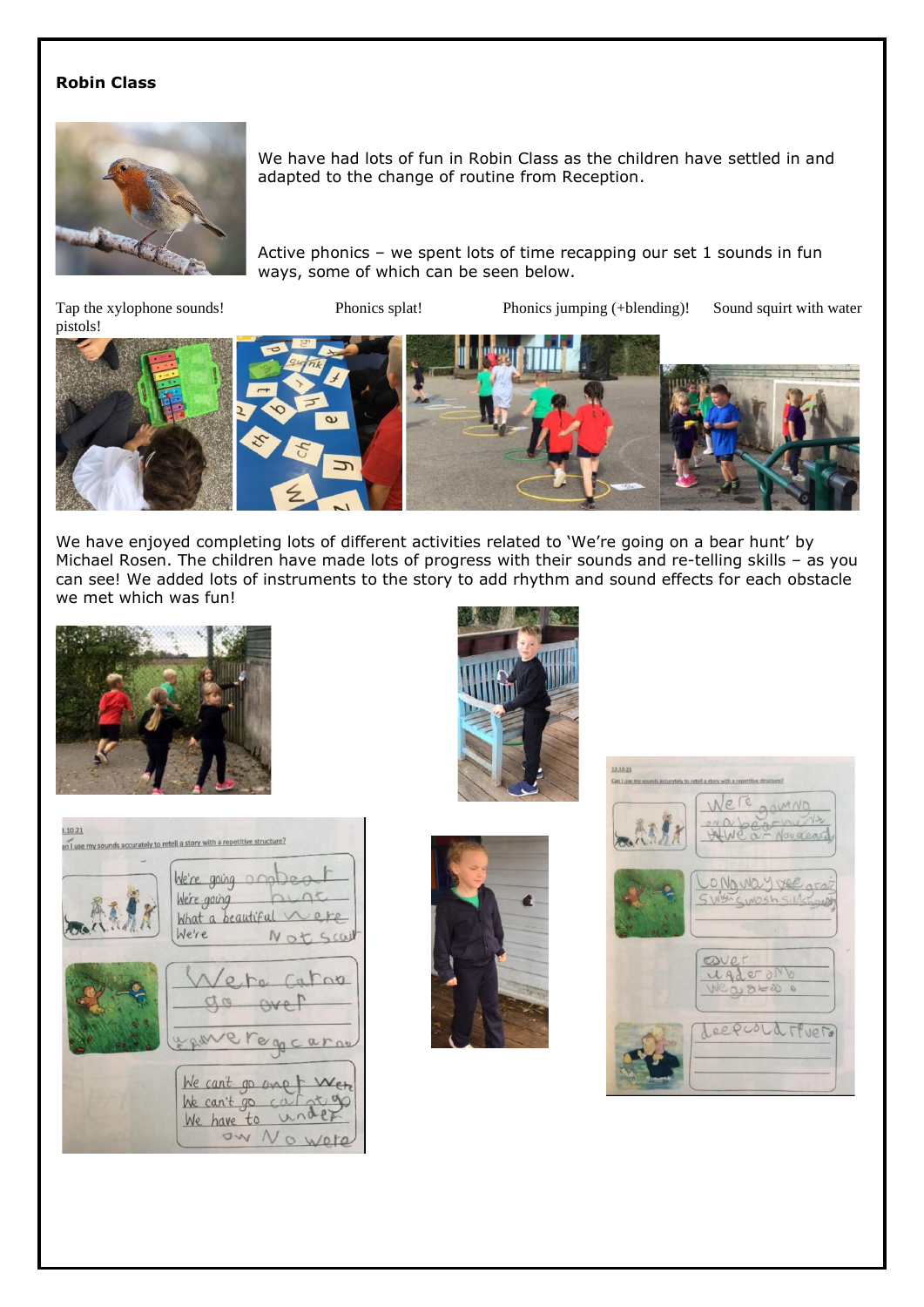**Robin Class**

We have had lots of fun in Robin Class as the children have settled in and adapted to the change of routine from Reception.

Active phonics – we spent lots of time recapping our set 1 sounds in fun ways, some of which can be seen below.

Tap the xylophone sounds! Phonics splat! Phonics jumping (+blending)! Sound squirt with water pistols!

We have enjoyed completing lots of different activities related to 'We're going on a bear hunt' by Michael Rosen. The children have made lots of progress with their sounds and re-telling skills – as you can see! We added lots of instruments to the story to add rhythm and sound effects for each obstacle we met which was fun!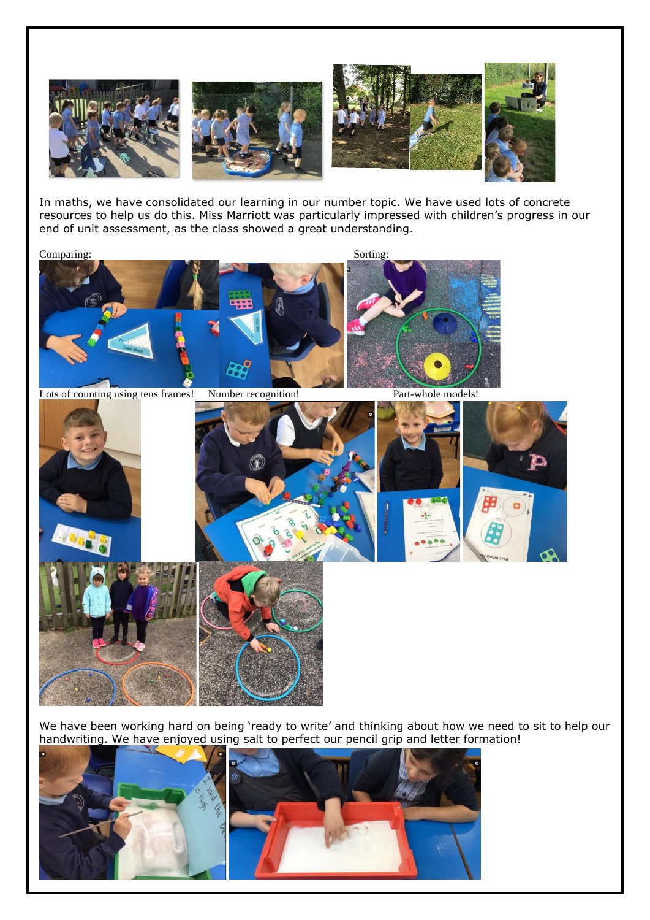In maths, we have consolidated our learning in our number topic. We have used lots of concrete resources to help us do this. Miss Marriott was particularly impressed with children's progress in our end of unit assessment, as the class showed a great understanding.

Comparing:

Sorting:

Lots of counting using tens frames!

Number recognition!

Part-whole models!

We have been working hard on being 'ready to write' and thinking about how we need to sit to help our handwriting. We have enjoyed using salt to perfect our pencil grip and letter formation!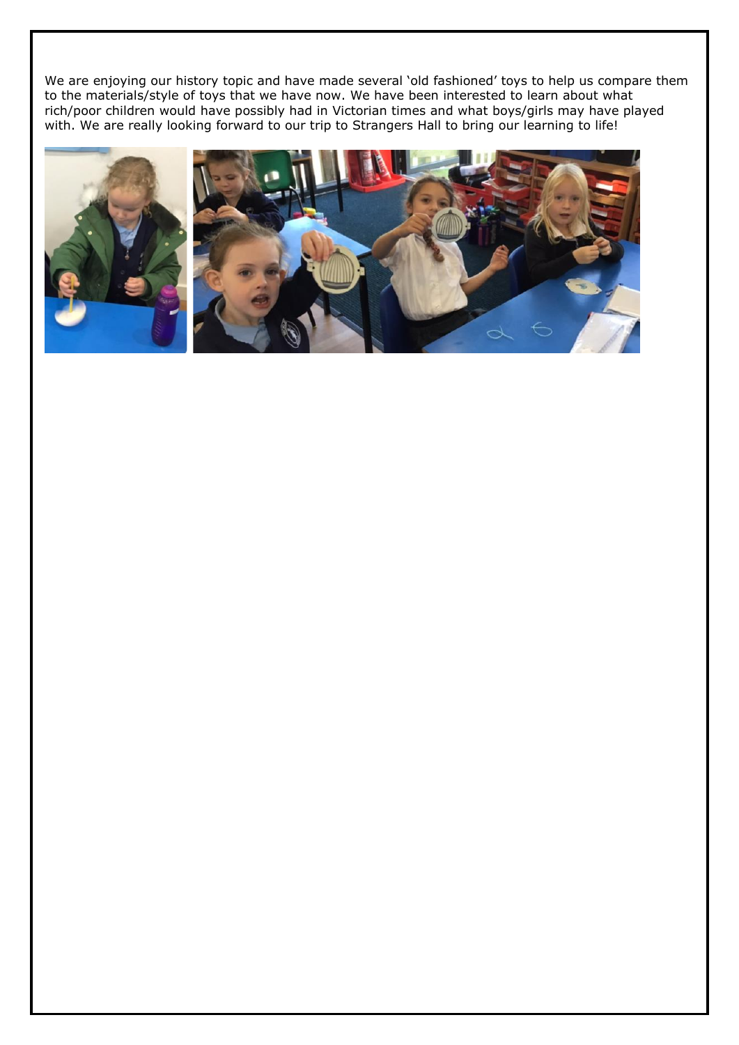We are enjoying our history topic and have made several 'old fashioned' toys to help us compare them to the materials/style of toys that we have now. We have been interested to learn about what rich/poor children would have possibly had in Victorian times and what boys/girls may have played with. We are really looking forward to our trip to Strangers Hall to bring our learning to life!